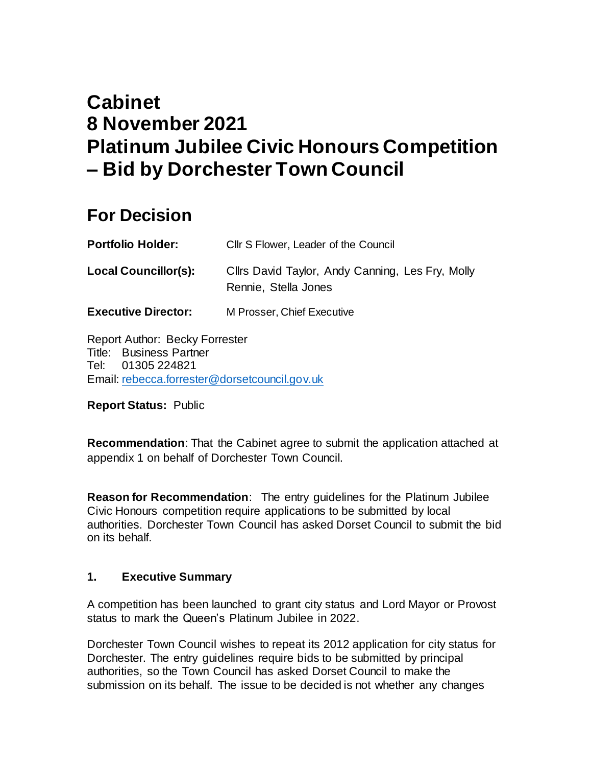# Cabinet
# 8 November 2021
# Platinum Jubilee Civic Honours Competition – Bid by Dorchester Town Council

## For Decision

**Portfolio Holder:** Cllr S Flower, Leader of the Council

**Local Councillor(s):** Cllrs David Taylor, Andy Canning, Les Fry, Molly Rennie, Stella Jones

**Executive Director:** M Prosser, Chief Executive

Report Author: Becky Forrester
Title: Business Partner
Tel: 01305 224821
Email: [rebecca.forrester@dorsetcouncil.gov.uk](mailto:rebecca.forrester@dorsetcouncil.gov.uk)

**Report Status:** Public

**Recommendation**: That the Cabinet agree to submit the application attached at appendix 1 on behalf of Dorchester Town Council.

**Reason for Recommendation**: The entry guidelines for the Platinum Jubilee Civic Honours competition require applications to be submitted by local authorities. Dorchester Town Council has asked Dorset Council to submit the bid on its behalf.

### 1. Executive Summary

A competition has been launched to grant city status and Lord Mayor or Provost status to mark the Queen's Platinum Jubilee in 2022.

Dorchester Town Council wishes to repeat its 2012 application for city status for Dorchester. The entry guidelines require bids to be submitted by principal authorities, so the Town Council has asked Dorset Council to make the submission on its behalf. The issue to be decided is not whether any changes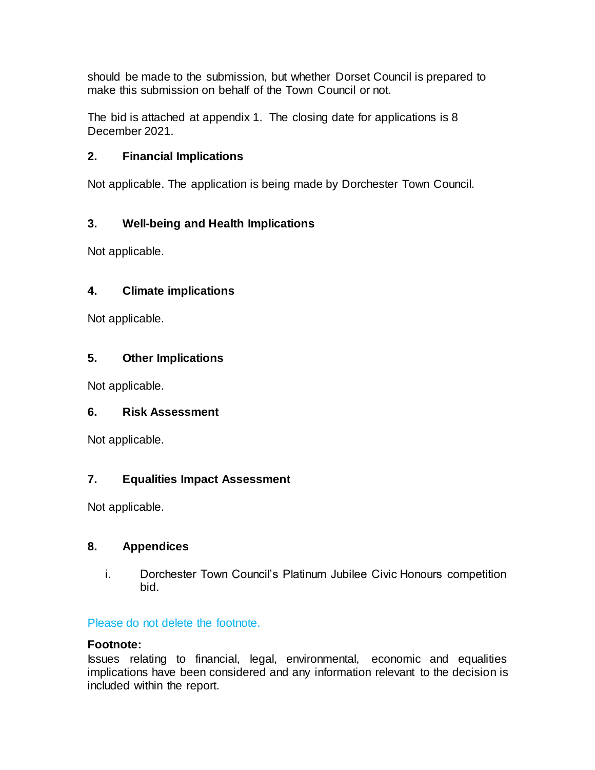should be made to the submission, but whether Dorset Council is prepared to make this submission on behalf of the Town Council or not.

The bid is attached at appendix 1. The closing date for applications is 8 December 2021.

## 2. Financial Implications

Not applicable. The application is being made by Dorchester Town Council.

## 3. Well-being and Health Implications

Not applicable.

## 4. Climate implications

Not applicable.

## 5. Other Implications

Not applicable.

## 6. Risk Assessment

Not applicable.

## 7. Equalities Impact Assessment

Not applicable.

## 8. Appendices

i. Dorchester Town Council's Platinum Jubilee Civic Honours competition bid.

Please do not delete the footnote.

**Footnote:**
Issues relating to financial, legal, environmental, economic and equalities implications have been considered and any information relevant to the decision is included within the report.